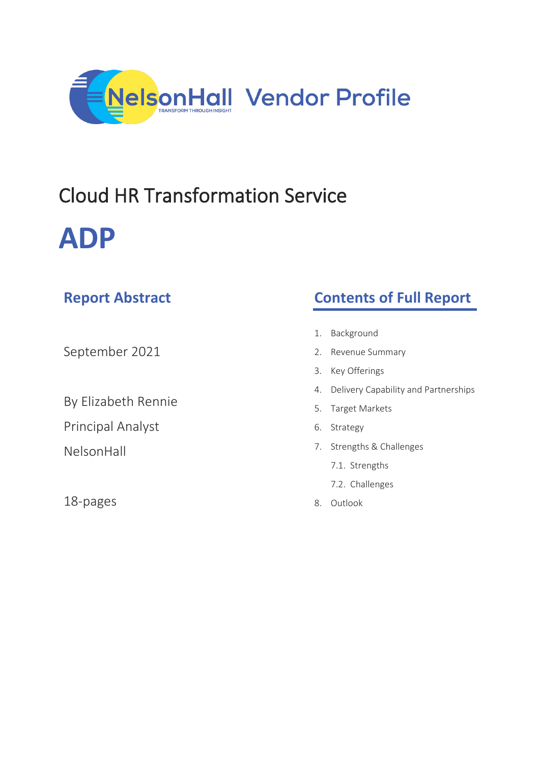NelsonHall Vendor Profile

# Cloud HR Transformation Service

# ADP

## Report Abstract

September 2021

By Elizabeth Rennie

Principal Analyst

NelsonHall

18-pages

## Contents of Full Report

1. Background
2. Revenue Summary
3. Key Offerings
4. Delivery Capability and Partnerships
5. Target Markets
6. Strategy
7. Strengths & Challenges
   - 7.1. Strengths
   - 7.2. Challenges
8. Outlook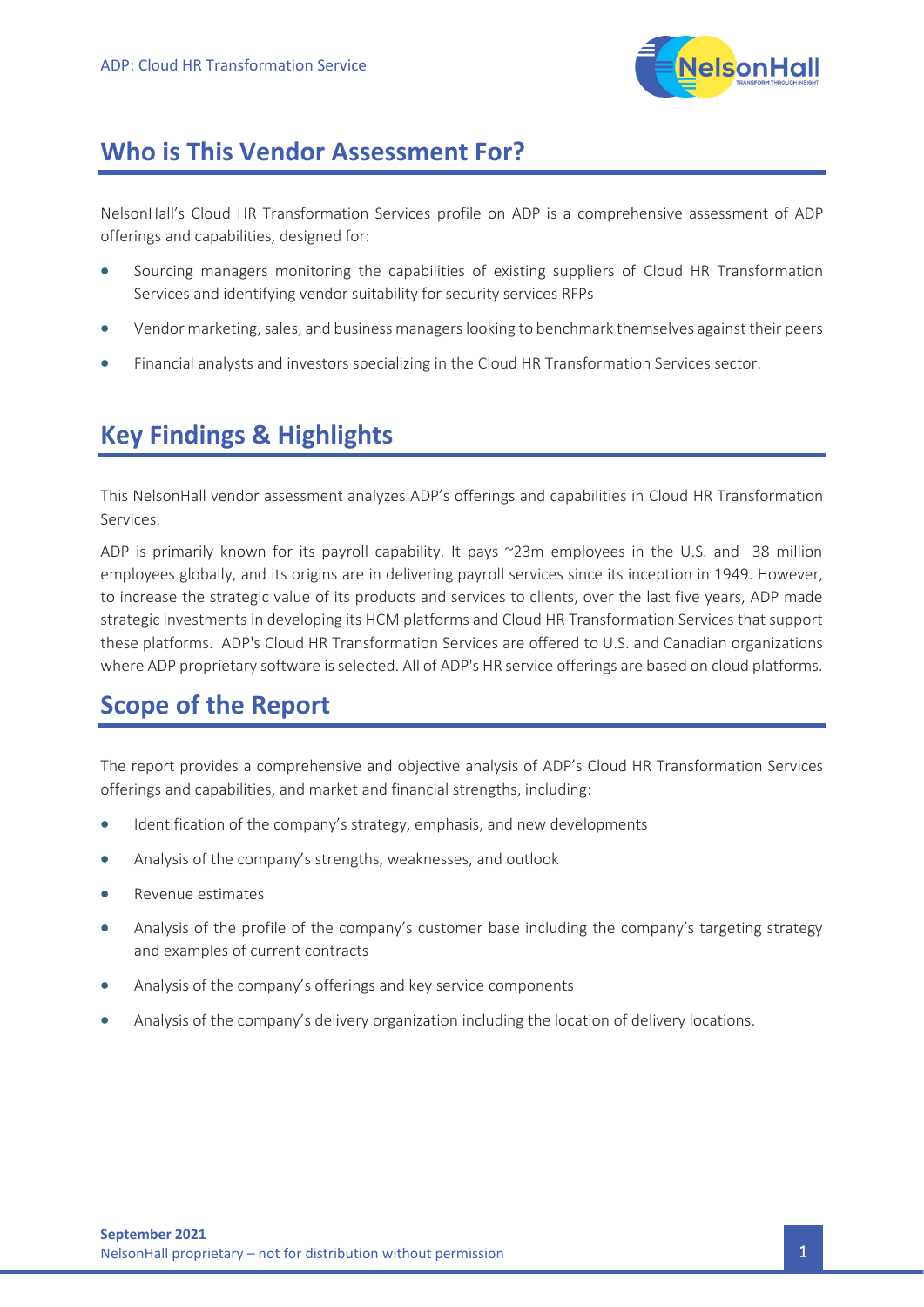## Who is This Vendor Assessment For?

NelsonHall's Cloud HR Transformation Services profile on ADP is a comprehensive assessment of ADP offerings and capabilities, designed for:

- Sourcing managers monitoring the capabilities of existing suppliers of Cloud HR Transformation Services and identifying vendor suitability for security services RFPs
- Vendor marketing, sales, and business managers looking to benchmark themselves against their peers
- Financial analysts and investors specializing in the Cloud HR Transformation Services sector.

## Key Findings & Highlights

This NelsonHall vendor assessment analyzes ADP's offerings and capabilities in Cloud HR Transformation Services.

ADP is primarily known for its payroll capability. It pays ~23m employees in the U.S. and 38 million employees globally, and its origins are in delivering payroll services since its inception in 1949. However, to increase the strategic value of its products and services to clients, over the last five years, ADP made strategic investments in developing its HCM platforms and Cloud HR Transformation Services that support these platforms. ADP's Cloud HR Transformation Services are offered to U.S. and Canadian organizations where ADP proprietary software is selected. All of ADP's HR service offerings are based on cloud platforms.

## Scope of the Report

The report provides a comprehensive and objective analysis of ADP's Cloud HR Transformation Services offerings and capabilities, and market and financial strengths, including:

- Identification of the company's strategy, emphasis, and new developments
- Analysis of the company's strengths, weaknesses, and outlook
- Revenue estimates
- Analysis of the profile of the company's customer base including the company's targeting strategy and examples of current contracts
- Analysis of the company's offerings and key service components
- Analysis of the company's delivery organization including the location of delivery locations.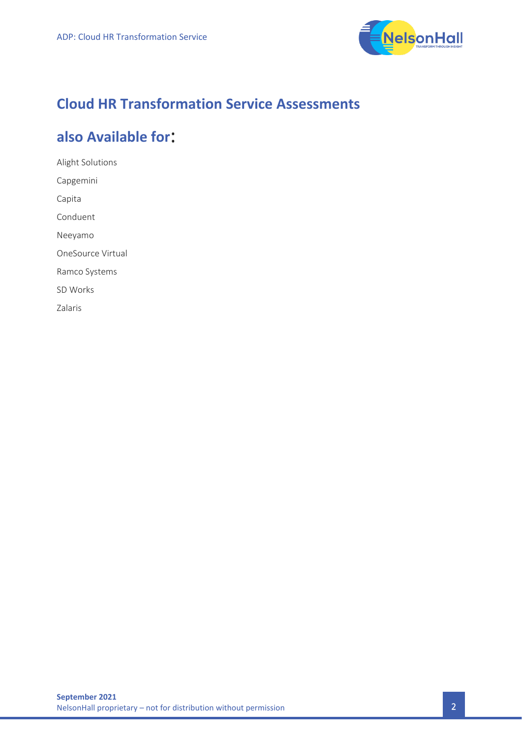# Cloud HR Transformation Service Assessments

## also Available for:

Alight Solutions

Capgemini

Capita

Conduent

Neeyamo

OneSource Virtual

Ramco Systems

SD Works

Zalaris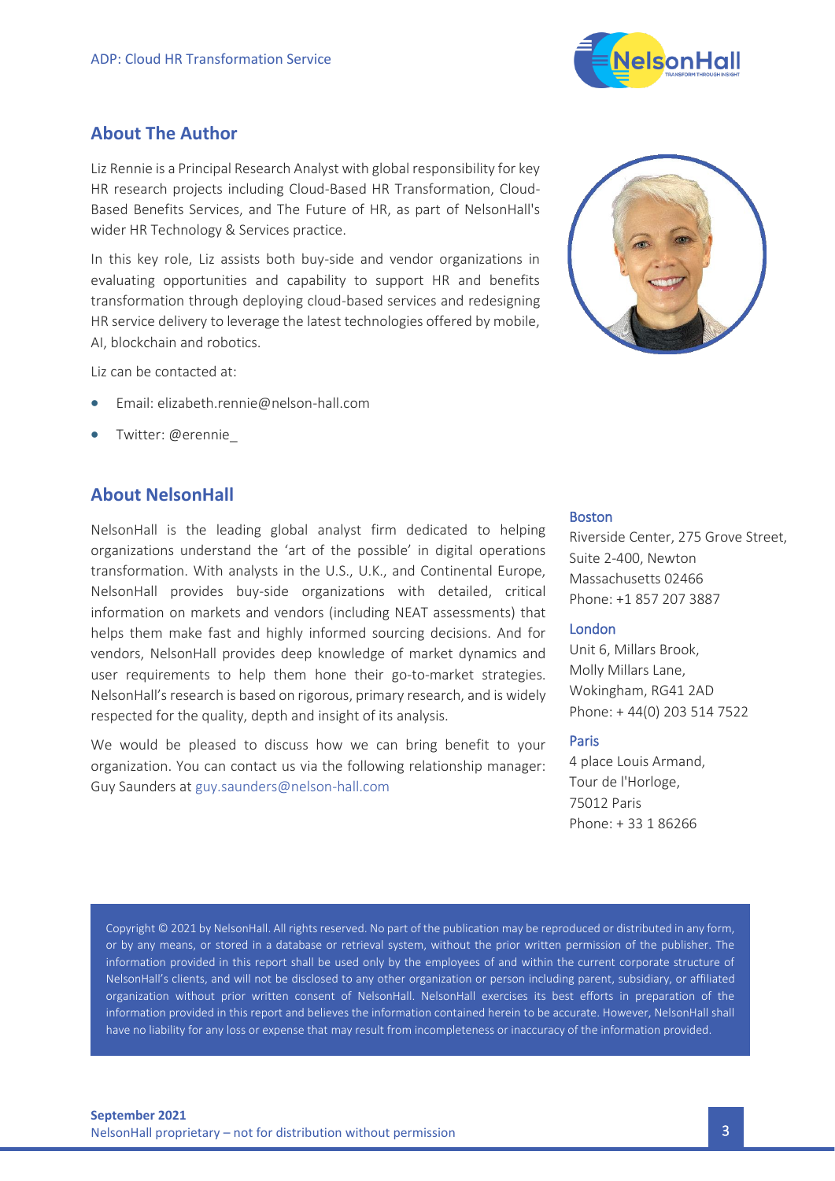## About The Author

Liz Rennie is a Principal Research Analyst with global responsibility for key HR research projects including Cloud-Based HR Transformation, Cloud-Based Benefits Services, and The Future of HR, as part of NelsonHall's wider HR Technology & Services practice.

In this key role, Liz assists both buy-side and vendor organizations in evaluating opportunities and capability to support HR and benefits transformation through deploying cloud-based services and redesigning HR service delivery to leverage the latest technologies offered by mobile, AI, blockchain and robotics.

Liz can be contacted at:

- Email: elizabeth.rennie@nelson-hall.com
- Twitter: @erennie_

## About NelsonHall

NelsonHall is the leading global analyst firm dedicated to helping organizations understand the 'art of the possible' in digital operations transformation. With analysts in the U.S., U.K., and Continental Europe, NelsonHall provides buy-side organizations with detailed, critical information on markets and vendors (including NEAT assessments) that helps them make fast and highly informed sourcing decisions. And for vendors, NelsonHall provides deep knowledge of market dynamics and user requirements to help them hone their go-to-market strategies. NelsonHall's research is based on rigorous, primary research, and is widely respected for the quality, depth and insight of its analysis.

We would be pleased to discuss how we can bring benefit to your organization. You can contact us via the following relationship manager: Guy Saunders at guy.saunders@nelson-hall.com

**Boston**
Riverside Center, 275 Grove Street, Suite 2-400, Newton
Massachusetts 02466
Phone: +1 857 207 3887

**London**
Unit 6, Millars Brook,
Molly Millars Lane,
Wokingham, RG41 2AD
Phone: + 44(0) 203 514 7522

**Paris**
4 place Louis Armand,
Tour de l'Horloge,
75012 Paris
Phone: + 33 1 86266

Copyright © 2021 by NelsonHall. All rights reserved. No part of the publication may be reproduced or distributed in any form, or by any means, or stored in a database or retrieval system, without the prior written permission of the publisher. The information provided in this report shall be used only by the employees of and within the current corporate structure of NelsonHall's clients, and will not be disclosed to any other organization or person including parent, subsidiary, or affiliated organization without prior written consent of NelsonHall. NelsonHall exercises its best efforts in preparation of the information provided in this report and believes the information contained herein to be accurate. However, NelsonHall shall have no liability for any loss or expense that may result from incompleteness or inaccuracy of the information provided.